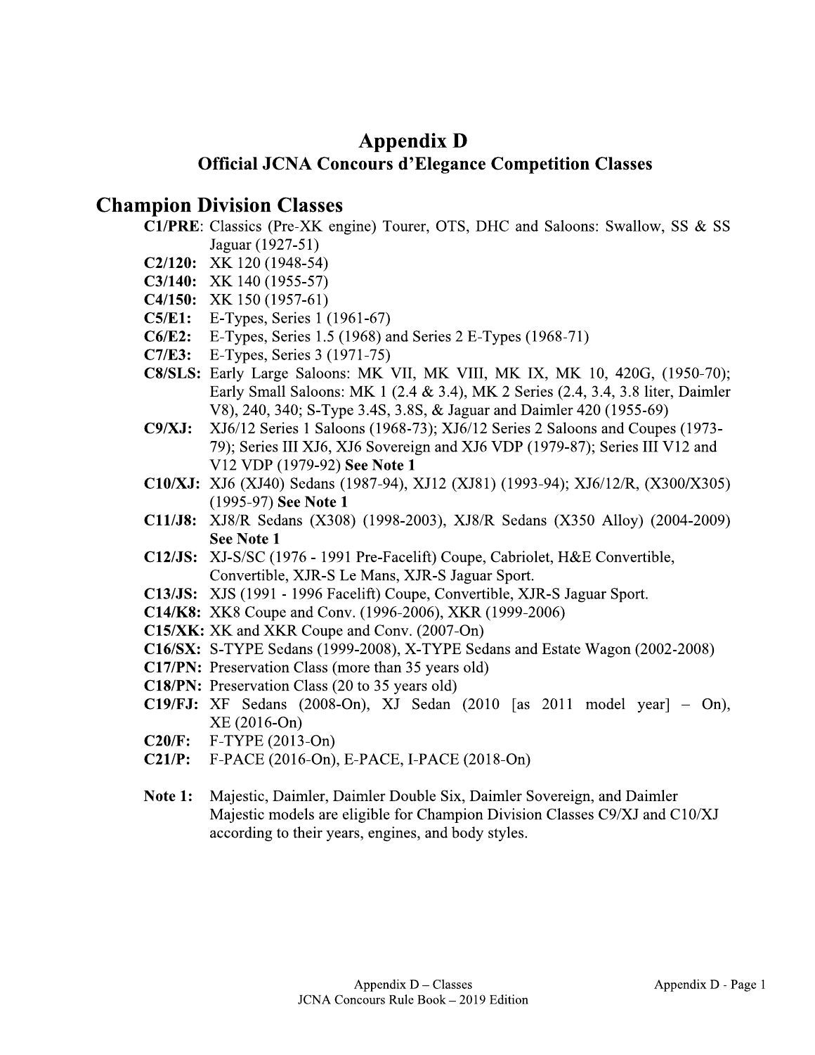# Appendix D

## Official JCNA Concours d'Elegance Competition Classes

## Champion Division Classes

**C1/PRE**: Classics (Pre-XK engine) Tourer, OTS, DHC and Saloons: Swallow, SS & SS Jaguar (1927-51)

**C2/120:** XK 120 (1948-54)

**C3/140:** XK 140 (1955-57)

**C4/150:** XK 150 (1957-61)

**C5/E1:** E-Types, Series 1 (1961-67)

**C6/E2:** E-Types, Series 1.5 (1968) and Series 2 E-Types (1968-71)

**C7/E3:** E-Types, Series 3 (1971-75)

**C8/SLS:** Early Large Saloons: MK VII, MK VIII, MK IX, MK 10, 420G, (1950-70); Early Small Saloons: MK 1 (2.4 & 3.4), MK 2 Series (2.4, 3.4, 3.8 liter, Daimler V8), 240, 340; S-Type 3.4S, 3.8S, & Jaguar and Daimler 420 (1955-69)

**C9/XJ:** XJ6/12 Series 1 Saloons (1968-73); XJ6/12 Series 2 Saloons and Coupes (1973-79); Series III XJ6, XJ6 Sovereign and XJ6 VDP (1979-87); Series III V12 and V12 VDP (1979-92) **See Note 1**

**C10/XJ:** XJ6 (XJ40) Sedans (1987-94), XJ12 (XJ81) (1993-94); XJ6/12/R, (X300/X305) (1995-97) **See Note 1**

**C11/J8:** XJ8/R Sedans (X308) (1998-2003), XJ8/R Sedans (X350 Alloy) (2004-2009) **See Note 1**

**C12/JS:** XJ-S/SC (1976 - 1991 Pre-Facelift) Coupe, Cabriolet, H&E Convertible, Convertible, XJR-S Le Mans, XJR-S Jaguar Sport.

**C13/JS:** XJS (1991 - 1996 Facelift) Coupe, Convertible, XJR-S Jaguar Sport.

**C14/K8:** XK8 Coupe and Conv. (1996-2006), XKR (1999-2006)

**C15/XK:** XK and XKR Coupe and Conv. (2007-On)

**C16/SX:** S-TYPE Sedans (1999-2008), X-TYPE Sedans and Estate Wagon (2002-2008)

**C17/PN:** Preservation Class (more than 35 years old)

**C18/PN:** Preservation Class (20 to 35 years old)

**C19/FJ:** XF Sedans (2008-On), XJ Sedan (2010 [as 2011 model year] – On), XE (2016-On)

**C20/F:** F-TYPE (2013-On)

**C21/P:** F-PACE (2016-On), E-PACE, I-PACE (2018-On)

**Note 1:** Majestic, Daimler, Daimler Double Six, Daimler Sovereign, and Daimler Majestic models are eligible for Champion Division Classes C9/XJ and C10/XJ according to their years, engines, and body styles.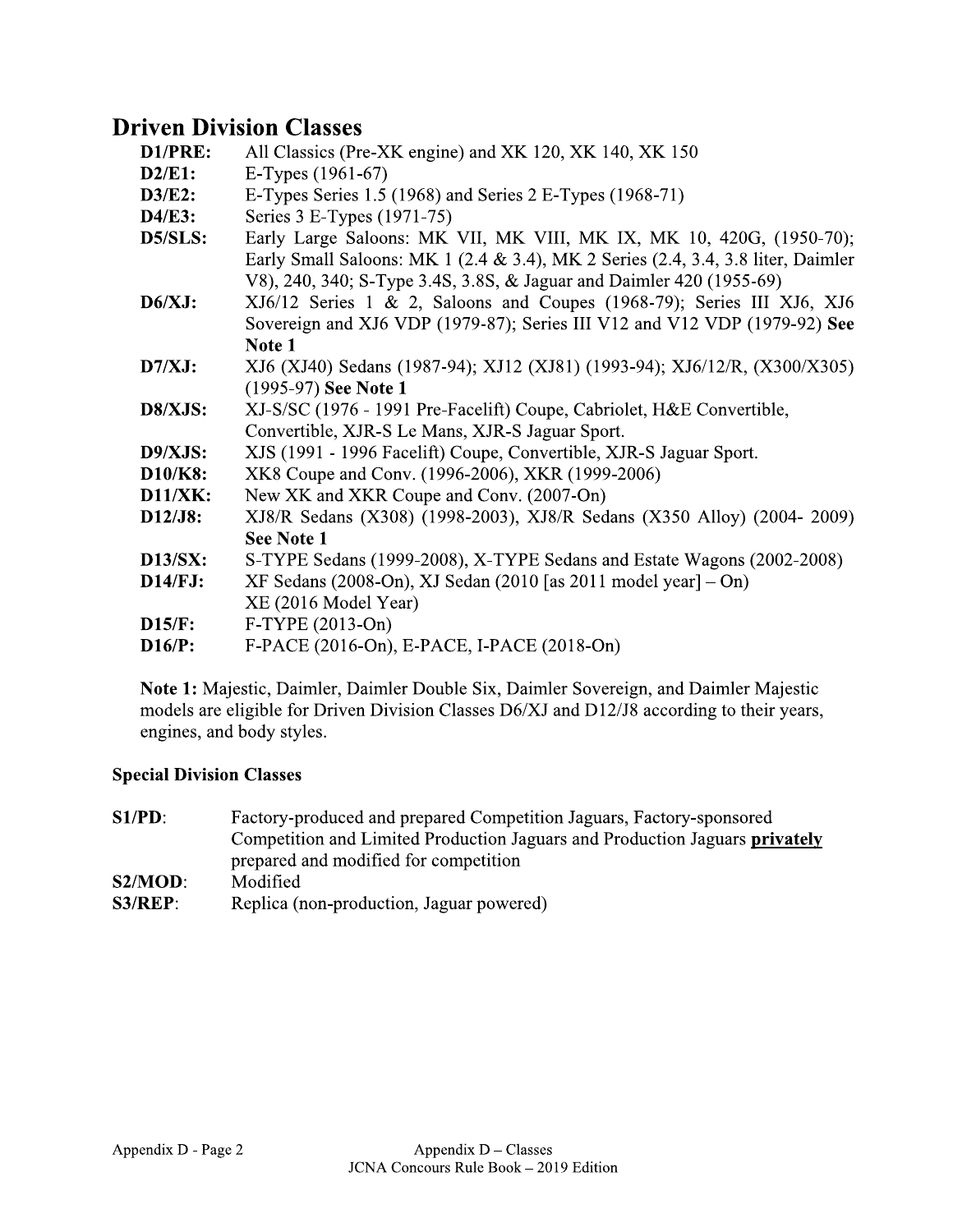## Driven Division Classes

**D1/PRE:** All Classics (Pre-XK engine) and XK 120, XK 140, XK 150

**D2/E1:** E-Types (1961-67)

**D3/E2:** E-Types Series 1.5 (1968) and Series 2 E-Types (1968-71)

**D4/E3:** Series 3 E-Types (1971-75)

**D5/SLS:** Early Large Saloons: MK VII, MK VIII, MK IX, MK 10, 420G, (1950-70); Early Small Saloons: MK 1 (2.4 & 3.4), MK 2 Series (2.4, 3.4, 3.8 liter, Daimler V8), 240, 340; S-Type 3.4S, 3.8S, & Jaguar and Daimler 420 (1955-69)

**D6/XJ:** XJ6/12 Series 1 & 2, Saloons and Coupes (1968-79); Series III XJ6, XJ6 Sovereign and XJ6 VDP (1979-87); Series III V12 and V12 VDP (1979-92) **See Note 1**

**D7/XJ:** XJ6 (XJ40) Sedans (1987-94); XJ12 (XJ81) (1993-94); XJ6/12/R, (X300/X305) (1995-97) **See Note 1**

**D8/XJS:** XJ-S/SC (1976 - 1991 Pre-Facelift) Coupe, Cabriolet, H&E Convertible, Convertible, XJR-S Le Mans, XJR-S Jaguar Sport.

**D9/XJS:** XJS (1991 - 1996 Facelift) Coupe, Convertible, XJR-S Jaguar Sport.

**D10/K8:** XK8 Coupe and Conv. (1996-2006), XKR (1999-2006)

**D11/XK:** New XK and XKR Coupe and Conv. (2007-On)

**D12/J8:** XJ8/R Sedans (X308) (1998-2003), XJ8/R Sedans (X350 Alloy) (2004- 2009) **See Note 1**

**D13/SX:** S-TYPE Sedans (1999-2008), X-TYPE Sedans and Estate Wagons (2002-2008)

**D14/FJ:** XF Sedans (2008-On), XJ Sedan (2010 [as 2011 model year] – On) XE (2016 Model Year)

**D15/F:** F-TYPE (2013-On)

**D16/P:** F-PACE (2016-On), E-PACE, I-PACE (2018-On)

**Note 1:** Majestic, Daimler, Daimler Double Six, Daimler Sovereign, and Daimler Majestic models are eligible for Driven Division Classes D6/XJ and D12/J8 according to their years, engines, and body styles.

### Special Division Classes

**S1/PD**: Factory-produced and prepared Competition Jaguars, Factory-sponsored Competition and Limited Production Jaguars and Production Jaguars **privately** prepared and modified for competition

**S2/MOD**: Modified

**S3/REP**: Replica (non-production, Jaguar powered)